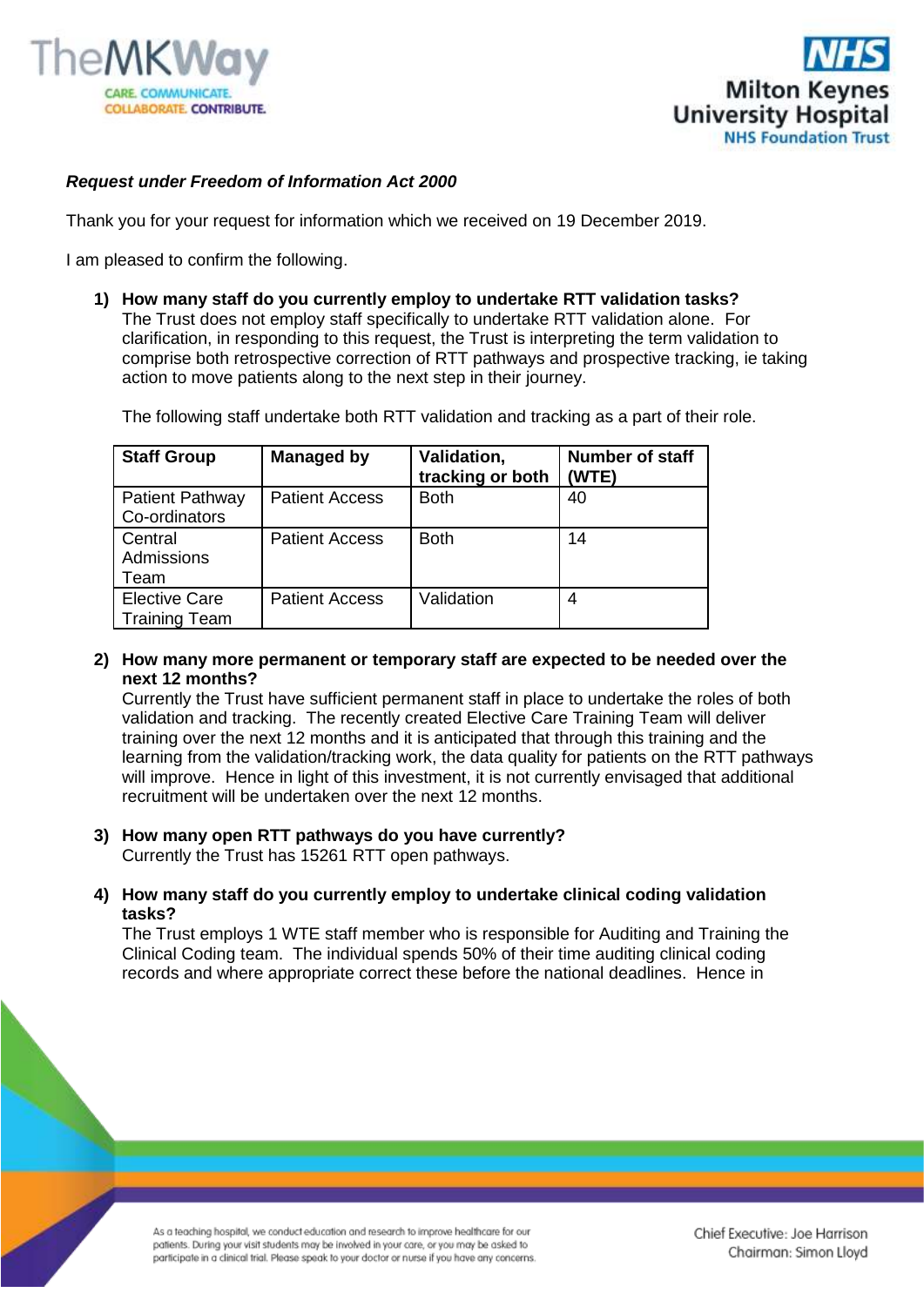***Request under Freedom of Information Act 2000***

Thank you for your request for information which we received on 19 December 2019.

I am pleased to confirm the following.

1) **How many staff do you currently employ to undertake RTT validation tasks?**
   The Trust does not employ staff specifically to undertake RTT validation alone. For clarification, in responding to this request, the Trust is interpreting the term validation to comprise both retrospective correction of RTT pathways and prospective tracking, ie taking action to move patients along to the next step in their journey.

   The following staff undertake both RTT validation and tracking as a part of their role.

| Staff Group | Managed by | Validation, tracking or both | Number of staff (WTE) |
|---|---|---|---|
| Patient Pathway Co-ordinators | Patient Access | Both | 40 |
| Central Admissions Team | Patient Access | Both | 14 |
| Elective Care Training Team | Patient Access | Validation | 4 |

2) **How many more permanent or temporary staff are expected to be needed over the next 12 months?**
   Currently the Trust have sufficient permanent staff in place to undertake the roles of both validation and tracking. The recently created Elective Care Training Team will deliver training over the next 12 months and it is anticipated that through this training and the learning from the validation/tracking work, the data quality for patients on the RTT pathways will improve. Hence in light of this investment, it is not currently envisaged that additional recruitment will be undertaken over the next 12 months.

3) **How many open RTT pathways do you have currently?**
   Currently the Trust has 15261 RTT open pathways.

4) **How many staff do you currently employ to undertake clinical coding validation tasks?**
   The Trust employs 1 WTE staff member who is responsible for Auditing and Training the Clinical Coding team. The individual spends 50% of their time auditing clinical coding records and where appropriate correct these before the national deadlines. Hence in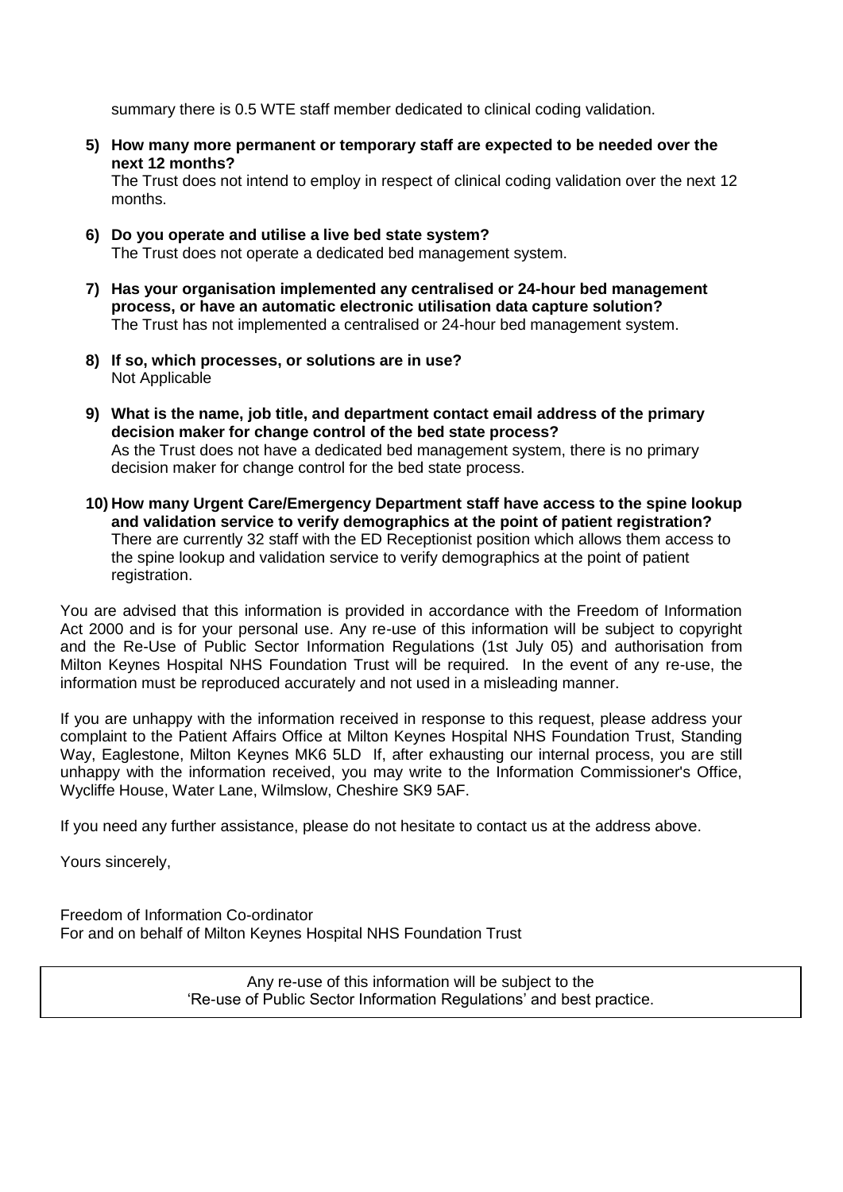summary there is 0.5 WTE staff member dedicated to clinical coding validation.

5) **How many more permanent or temporary staff are expected to be needed over the next 12 months?**
   The Trust does not intend to employ in respect of clinical coding validation over the next 12 months.

6) **Do you operate and utilise a live bed state system?**
   The Trust does not operate a dedicated bed management system.

7) **Has your organisation implemented any centralised or 24-hour bed management process, or have an automatic electronic utilisation data capture solution?**
   The Trust has not implemented a centralised or 24-hour bed management system.

8) **If so, which processes, or solutions are in use?**
   Not Applicable

9) **What is the name, job title, and department contact email address of the primary decision maker for change control of the bed state process?**
   As the Trust does not have a dedicated bed management system, there is no primary decision maker for change control for the bed state process.

10) **How many Urgent Care/Emergency Department staff have access to the spine lookup and validation service to verify demographics at the point of patient registration?**
    There are currently 32 staff with the ED Receptionist position which allows them access to the spine lookup and validation service to verify demographics at the point of patient registration.

You are advised that this information is provided in accordance with the Freedom of Information Act 2000 and is for your personal use. Any re-use of this information will be subject to copyright and the Re-Use of Public Sector Information Regulations (1st July 05) and authorisation from Milton Keynes Hospital NHS Foundation Trust will be required. In the event of any re-use, the information must be reproduced accurately and not used in a misleading manner.

If you are unhappy with the information received in response to this request, please address your complaint to the Patient Affairs Office at Milton Keynes Hospital NHS Foundation Trust, Standing Way, Eaglestone, Milton Keynes MK6 5LD If, after exhausting our internal process, you are still unhappy with the information received, you may write to the Information Commissioner's Office, Wycliffe House, Water Lane, Wilmslow, Cheshire SK9 5AF.

If you need any further assistance, please do not hesitate to contact us at the address above.

Yours sincerely,

Freedom of Information Co-ordinator
For and on behalf of Milton Keynes Hospital NHS Foundation Trust

Any re-use of this information will be subject to the
'Re-use of Public Sector Information Regulations' and best practice.